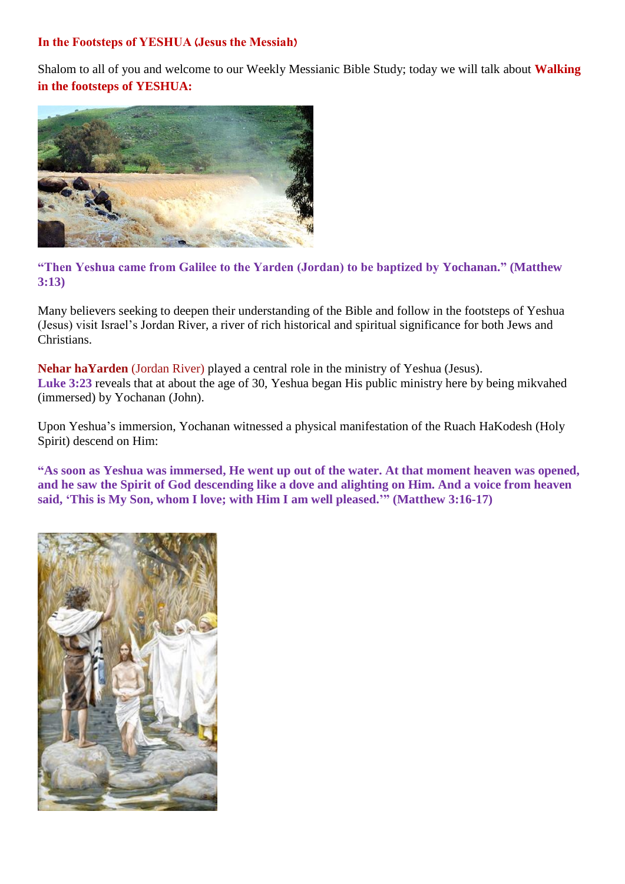**In the Footsteps of YESHUA (Jesus the Messiah)**

Shalom to all of you and welcome to our Weekly Messianic Bible Study; today we will talk about **Walking in the footsteps of YESHUA:**

**"Then Yeshua came from Galilee to the Yarden (Jordan) to be baptized by Yochanan." (Matthew 3:13)**

Many believers seeking to deepen their understanding of the Bible and follow in the footsteps of Yeshua (Jesus) visit Israel's Jordan River, a river of rich historical and spiritual significance for both Jews and Christians.

**Nehar haYarden** (Jordan River) played a central role in the ministry of Yeshua (Jesus). **Luke 3:23** reveals that at about the age of 30, Yeshua began His public ministry here by being mikvahed (immersed) by Yochanan (John).

Upon Yeshua's immersion, Yochanan witnessed a physical manifestation of the Ruach HaKodesh (Holy Spirit) descend on Him:

**"As soon as Yeshua was immersed, He went up out of the water. At that moment heaven was opened, and he saw the Spirit of God descending like a dove and alighting on Him. And a voice from heaven said, 'This is My Son, whom I love; with Him I am well pleased.'" (Matthew 3:16-17)**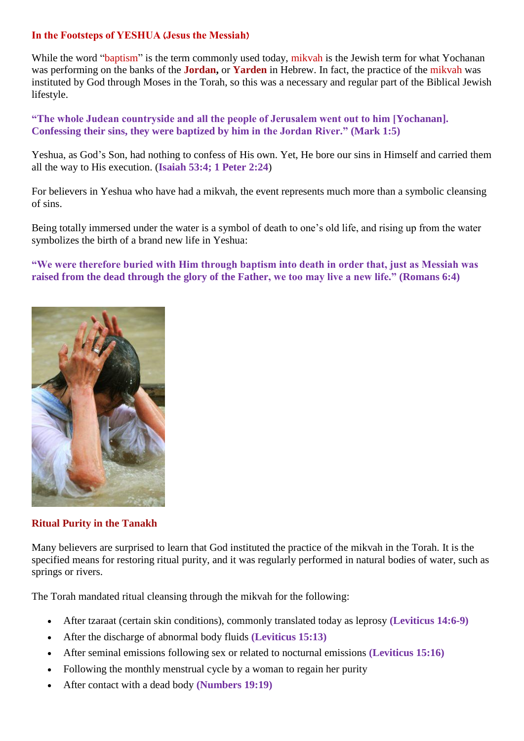**In the Footsteps of YESHUA (Jesus the Messiah)**

While the word "baptism" is the term commonly used today, mikvah is the Jewish term for what Yochanan was performing on the banks of the **Jordan,** or **Yarden** in Hebrew. In fact, the practice of the mikvah was instituted by God through Moses in the Torah, so this was a necessary and regular part of the Biblical Jewish lifestyle.

**"The whole Judean countryside and all the people of Jerusalem went out to him [Yochanan]. Confessing their sins, they were baptized by him in the Jordan River." (Mark 1:5)**

Yeshua, as God's Son, had nothing to confess of His own. Yet, He bore our sins in Himself and carried them all the way to His execution. (**Isaiah 53:4; 1 Peter 2:24**)

For believers in Yeshua who have had a mikvah, the event represents much more than a symbolic cleansing of sins.

Being totally immersed under the water is a symbol of death to one's old life, and rising up from the water symbolizes the birth of a brand new life in Yeshua:

**"We were therefore buried with Him through baptism into death in order that, just as Messiah was raised from the dead through the glory of the Father, we too may live a new life." (Romans 6:4)**

**Ritual Purity in the Tanakh**

Many believers are surprised to learn that God instituted the practice of the mikvah in the Torah. It is the specified means for restoring ritual purity, and it was regularly performed in natural bodies of water, such as springs or rivers.

The Torah mandated ritual cleansing through the mikvah for the following:

- After tzaraat (certain skin conditions), commonly translated today as leprosy **(Leviticus 14:6-9)**
- After the discharge of abnormal body fluids **(Leviticus 15:13)**
- After seminal emissions following sex or related to nocturnal emissions **(Leviticus 15:16)**
- Following the monthly menstrual cycle by a woman to regain her purity
- After contact with a dead body **(Numbers 19:19)**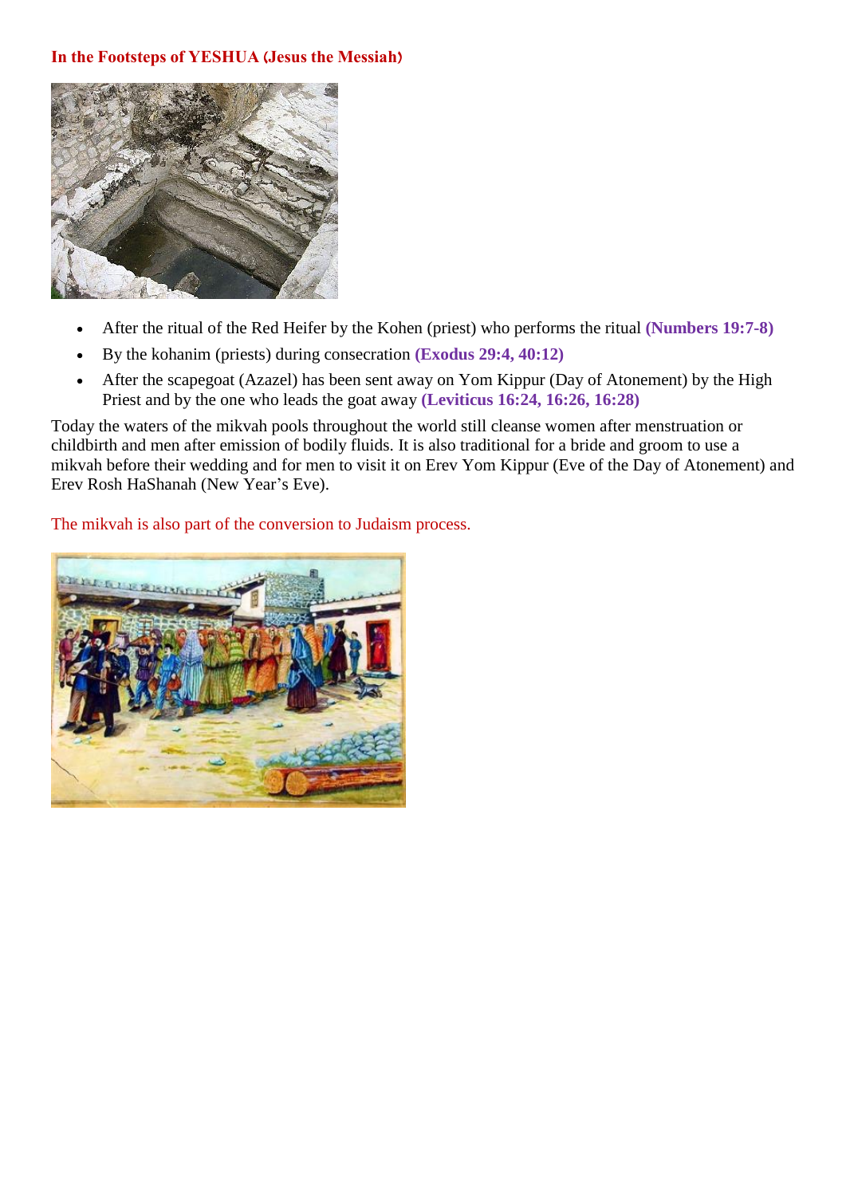**In the Footsteps of YESHUA (Jesus the Messiah)**

- After the ritual of the Red Heifer by the Kohen (priest) who performs the ritual **(Numbers 19:7-8)**
- By the kohanim (priests) during consecration **(Exodus 29:4, 40:12)**
- After the scapegoat (Azazel) has been sent away on Yom Kippur (Day of Atonement) by the High Priest and by the one who leads the goat away **(Leviticus 16:24, 16:26, 16:28)**

Today the waters of the mikvah pools throughout the world still cleanse women after menstruation or childbirth and men after emission of bodily fluids. It is also traditional for a bride and groom to use a mikvah before their wedding and for men to visit it on Erev Yom Kippur (Eve of the Day of Atonement) and Erev Rosh HaShanah (New Year's Eve).

The mikvah is also part of the conversion to Judaism process.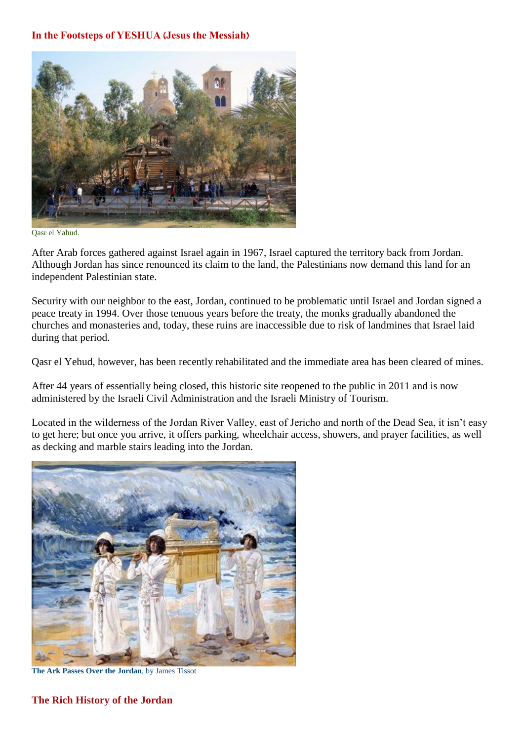**In the Footsteps of YESHUA (Jesus the Messiah)**

Qasr el Yahud.

After Arab forces gathered against Israel again in 1967, Israel captured the territory back from Jordan. Although Jordan has since renounced its claim to the land, the Palestinians now demand this land for an independent Palestinian state.

Security with our neighbor to the east, Jordan, continued to be problematic until Israel and Jordan signed a peace treaty in 1994. Over those tenuous years before the treaty, the monks gradually abandoned the churches and monasteries and, today, these ruins are inaccessible due to risk of landmines that Israel laid during that period.

Qasr el Yehud, however, has been recently rehabilitated and the immediate area has been cleared of mines.

After 44 years of essentially being closed, this historic site reopened to the public in 2011 and is now administered by the Israeli Civil Administration and the Israeli Ministry of Tourism.

Located in the wilderness of the Jordan River Valley, east of Jericho and north of the Dead Sea, it isn't easy to get here; but once you arrive, it offers parking, wheelchair access, showers, and prayer facilities, as well as decking and marble stairs leading into the Jordan.

**The Ark Passes Over the Jordan**, by James Tissot

## The Rich History of the Jordan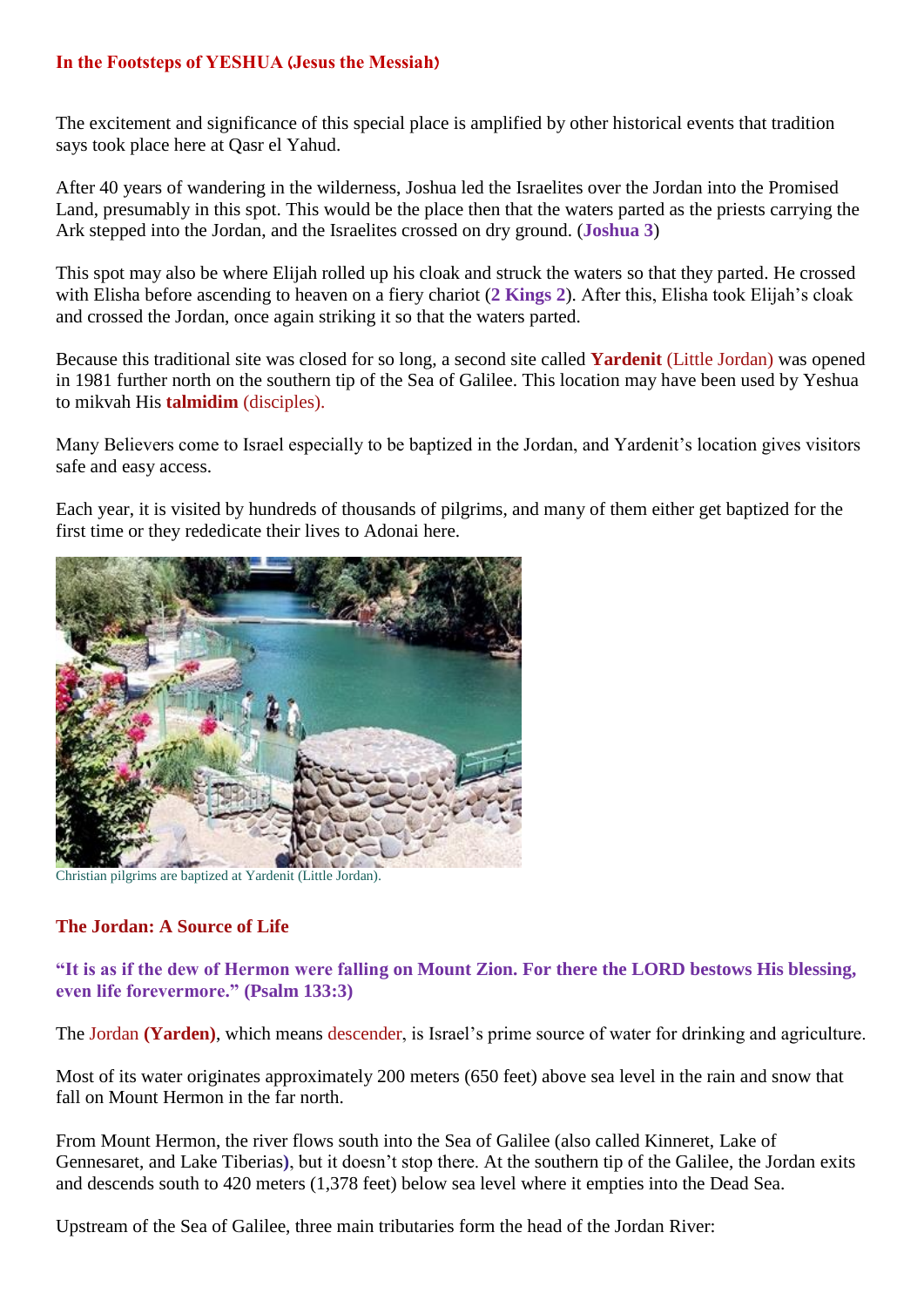**In the Footsteps of YESHUA (Jesus the Messiah)**

The excitement and significance of this special place is amplified by other historical events that tradition says took place here at Qasr el Yahud.

After 40 years of wandering in the wilderness, Joshua led the Israelites over the Jordan into the Promised Land, presumably in this spot. This would be the place then that the waters parted as the priests carrying the Ark stepped into the Jordan, and the Israelites crossed on dry ground. (**Joshua 3**)

This spot may also be where Elijah rolled up his cloak and struck the waters so that they parted. He crossed with Elisha before ascending to heaven on a fiery chariot (**2 Kings 2**). After this, Elisha took Elijah's cloak and crossed the Jordan, once again striking it so that the waters parted.

Because this traditional site was closed for so long, a second site called **Yardenit** (Little Jordan) was opened in 1981 further north on the southern tip of the Sea of Galilee. This location may have been used by Yeshua to mikvah His **talmidim** (disciples).

Many Believers come to Israel especially to be baptized in the Jordan, and Yardenit's location gives visitors safe and easy access.

Each year, it is visited by hundreds of thousands of pilgrims, and many of them either get baptized for the first time or they rededicate their lives to Adonai here.

Christian pilgrims are baptized at Yardenit (Little Jordan).

## The Jordan: A Source of Life

**"It is as if the dew of Hermon were falling on Mount Zion. For there the LORD bestows His blessing, even life forevermore." (Psalm 133:3)**

The Jordan **(Yarden)**, which means descender, is Israel's prime source of water for drinking and agriculture.

Most of its water originates approximately 200 meters (650 feet) above sea level in the rain and snow that fall on Mount Hermon in the far north.

From Mount Hermon, the river flows south into the Sea of Galilee (also called Kinneret, Lake of Gennesaret, and Lake Tiberias), but it doesn't stop there. At the southern tip of the Galilee, the Jordan exits and descends south to 420 meters (1,378 feet) below sea level where it empties into the Dead Sea.

Upstream of the Sea of Galilee, three main tributaries form the head of the Jordan River: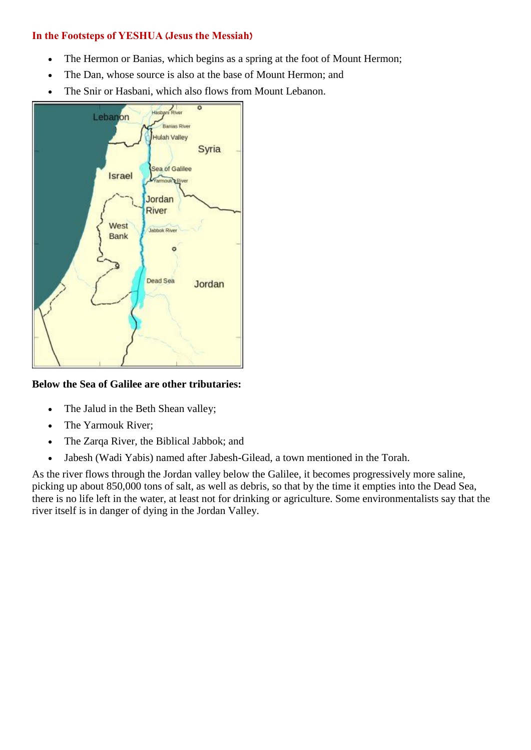**In the Footsteps of YESHUA (Jesus the Messiah)**

- The Hermon or Banias, which begins as a spring at the foot of Mount Hermon;
- The Dan, whose source is also at the base of Mount Hermon; and
- The Snir or Hasbani, which also flows from Mount Lebanon.

**Below the Sea of Galilee are other tributaries:**

- The Jalud in the Beth Shean valley;
- The Yarmouk River;
- The Zarqa River, the Biblical Jabbok; and
- Jabesh (Wadi Yabis) named after Jabesh-Gilead, a town mentioned in the Torah.

As the river flows through the Jordan valley below the Galilee, it becomes progressively more saline, picking up about 850,000 tons of salt, as well as debris, so that by the time it empties into the Dead Sea, there is no life left in the water, at least not for drinking or agriculture. Some environmentalists say that the river itself is in danger of dying in the Jordan Valley.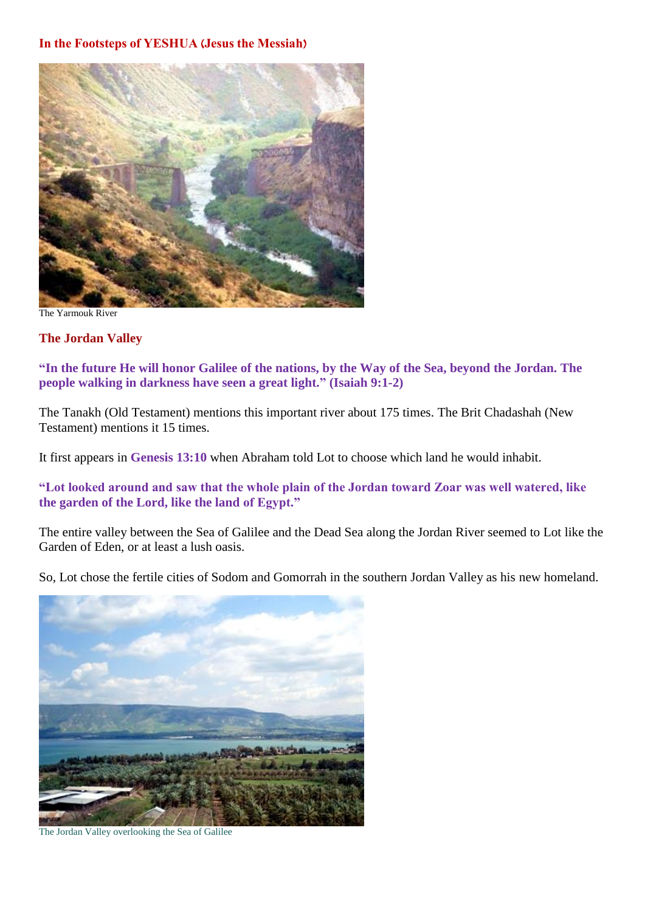**In the Footsteps of YESHUA (Jesus the Messiah)**

The Yarmouk River

## The Jordan Valley

**"In the future He will honor Galilee of the nations, by the Way of the Sea, beyond the Jordan. The people walking in darkness have seen a great light." (Isaiah 9:1-2)**

The Tanakh (Old Testament) mentions this important river about 175 times. The Brit Chadashah (New Testament) mentions it 15 times.

It first appears in **Genesis 13:10** when Abraham told Lot to choose which land he would inhabit.

**"Lot looked around and saw that the whole plain of the Jordan toward Zoar was well watered, like the garden of the Lord, like the land of Egypt."**

The entire valley between the Sea of Galilee and the Dead Sea along the Jordan River seemed to Lot like the Garden of Eden, or at least a lush oasis.

So, Lot chose the fertile cities of Sodom and Gomorrah in the southern Jordan Valley as his new homeland.

The Jordan Valley overlooking the Sea of Galilee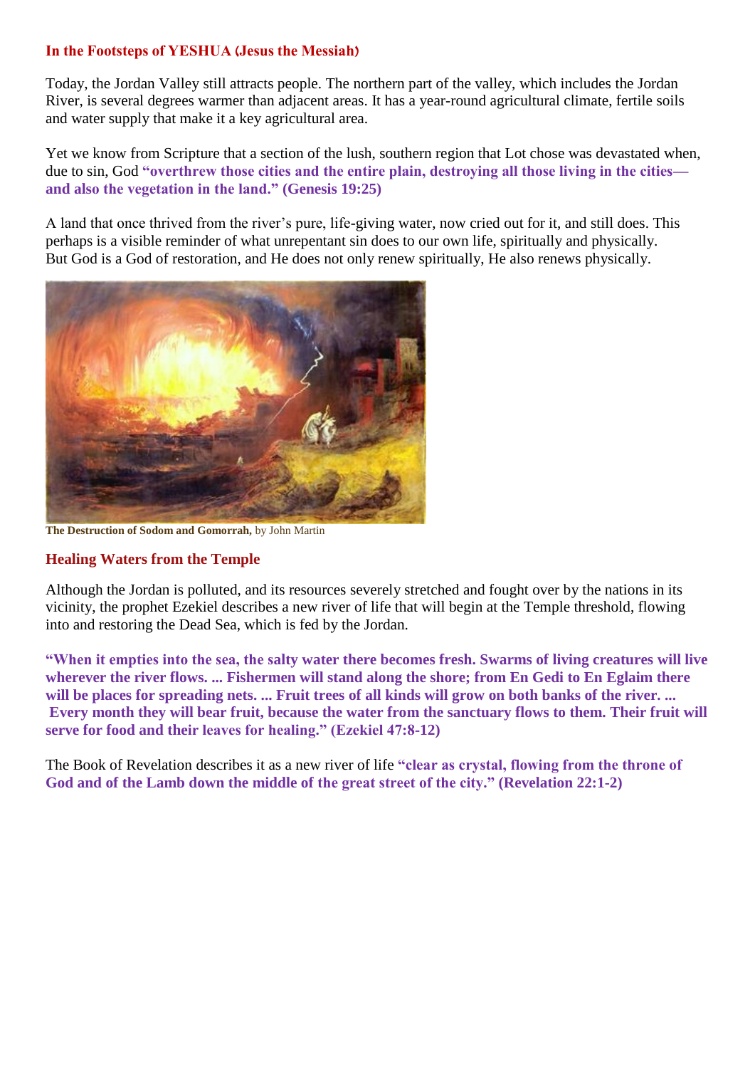**In the Footsteps of YESHUA (Jesus the Messiah)**

Today, the Jordan Valley still attracts people. The northern part of the valley, which includes the Jordan River, is several degrees warmer than adjacent areas. It has a year-round agricultural climate, fertile soils and water supply that make it a key agricultural area.

Yet we know from Scripture that a section of the lush, southern region that Lot chose was devastated when, due to sin, God **"overthrew those cities and the entire plain, destroying all those living in the cities—and also the vegetation in the land." (Genesis 19:25)**

A land that once thrived from the river's pure, life-giving water, now cried out for it, and still does. This perhaps is a visible reminder of what unrepentant sin does to our own life, spiritually and physically. But God is a God of restoration, and He does not only renew spiritually, He also renews physically.

**The Destruction of Sodom and Gomorrah,** by John Martin

## Healing Waters from the Temple

Although the Jordan is polluted, and its resources severely stretched and fought over by the nations in its vicinity, the prophet Ezekiel describes a new river of life that will begin at the Temple threshold, flowing into and restoring the Dead Sea, which is fed by the Jordan.

**"When it empties into the sea, the salty water there becomes fresh. Swarms of living creatures will live wherever the river flows. ... Fishermen will stand along the shore; from En Gedi to En Eglaim there will be places for spreading nets. ... Fruit trees of all kinds will grow on both banks of the river. ... Every month they will bear fruit, because the water from the sanctuary flows to them. Their fruit will serve for food and their leaves for healing." (Ezekiel 47:8-12)**

The Book of Revelation describes it as a new river of life **"clear as crystal, flowing from the throne of God and of the Lamb down the middle of the great street of the city." (Revelation 22:1-2)**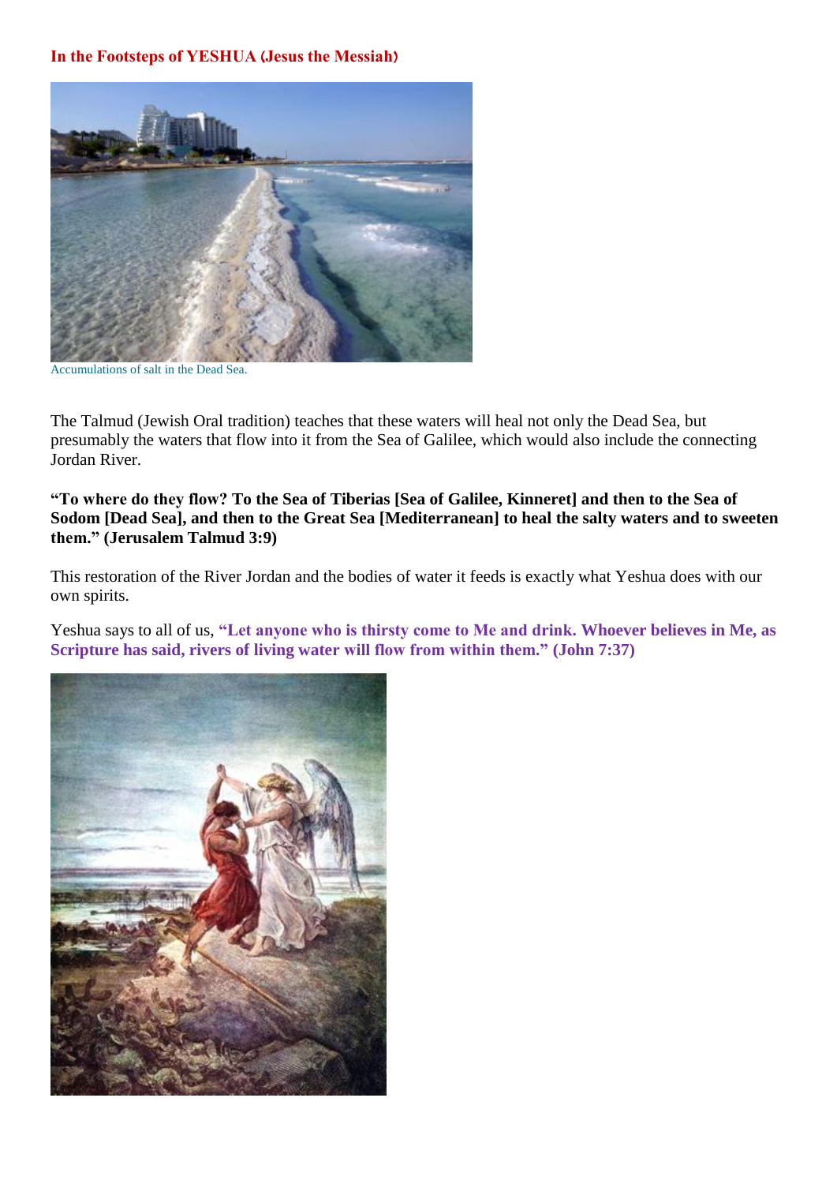**In the Footsteps of YESHUA (Jesus the Messiah)**

Accumulations of salt in the Dead Sea.

The Talmud (Jewish Oral tradition) teaches that these waters will heal not only the Dead Sea, but presumably the waters that flow into it from the Sea of Galilee, which would also include the connecting Jordan River.

**"To where do they flow? To the Sea of Tiberias [Sea of Galilee, Kinneret] and then to the Sea of Sodom [Dead Sea], and then to the Great Sea [Mediterranean] to heal the salty waters and to sweeten them." (Jerusalem Talmud 3:9)**

This restoration of the River Jordan and the bodies of water it feeds is exactly what Yeshua does with our own spirits.

Yeshua says to all of us, **"Let anyone who is thirsty come to Me and drink. Whoever believes in Me, as Scripture has said, rivers of living water will flow from within them." (John 7:37)**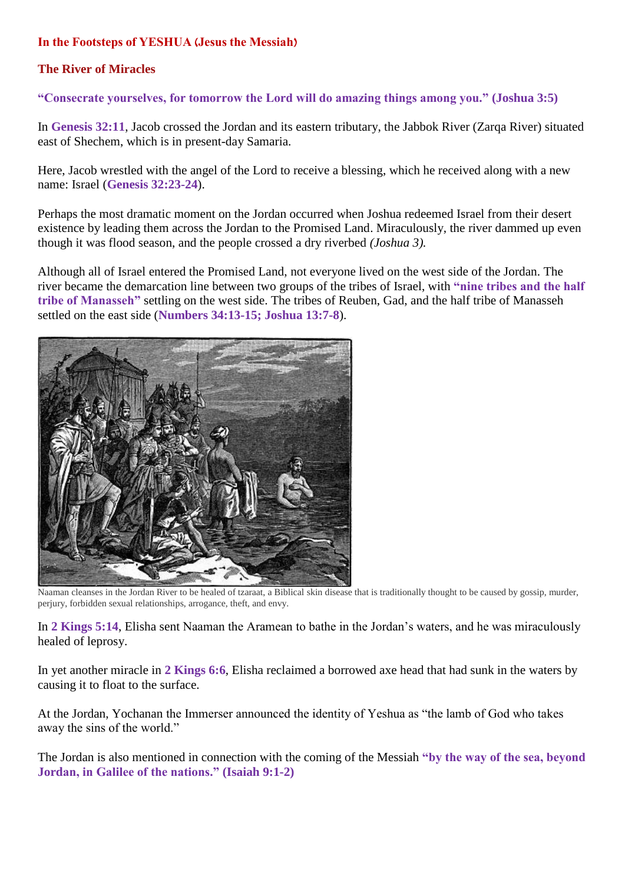**In the Footsteps of YESHUA (Jesus the Messiah)**

## The River of Miracles

**"Consecrate yourselves, for tomorrow the Lord will do amazing things among you." (Joshua 3:5)**

In **Genesis 32:11**, Jacob crossed the Jordan and its eastern tributary, the Jabbok River (Zarqa River) situated east of Shechem, which is in present-day Samaria.

Here, Jacob wrestled with the angel of the Lord to receive a blessing, which he received along with a new name: Israel (**Genesis 32:23-24**).

Perhaps the most dramatic moment on the Jordan occurred when Joshua redeemed Israel from their desert existence by leading them across the Jordan to the Promised Land. Miraculously, the river dammed up even though it was flood season, and the people crossed a dry riverbed *(Joshua 3).*

Although all of Israel entered the Promised Land, not everyone lived on the west side of the Jordan. The river became the demarcation line between two groups of the tribes of Israel, with **"nine tribes and the half tribe of Manasseh"** settling on the west side. The tribes of Reuben, Gad, and the half tribe of Manasseh settled on the east side (**Numbers 34:13-15; Joshua 13:7-8**).

Naaman cleanses in the Jordan River to be healed of tzaraat, a Biblical skin disease that is traditionally thought to be caused by gossip, murder, perjury, forbidden sexual relationships, arrogance, theft, and envy.

In **2 Kings 5:14**, Elisha sent Naaman the Aramean to bathe in the Jordan's waters, and he was miraculously healed of leprosy.

In yet another miracle in **2 Kings 6:6**, Elisha reclaimed a borrowed axe head that had sunk in the waters by causing it to float to the surface.

At the Jordan, Yochanan the Immerser announced the identity of Yeshua as "the lamb of God who takes away the sins of the world."

The Jordan is also mentioned in connection with the coming of the Messiah **"by the way of the sea, beyond Jordan, in Galilee of the nations." (Isaiah 9:1-2)**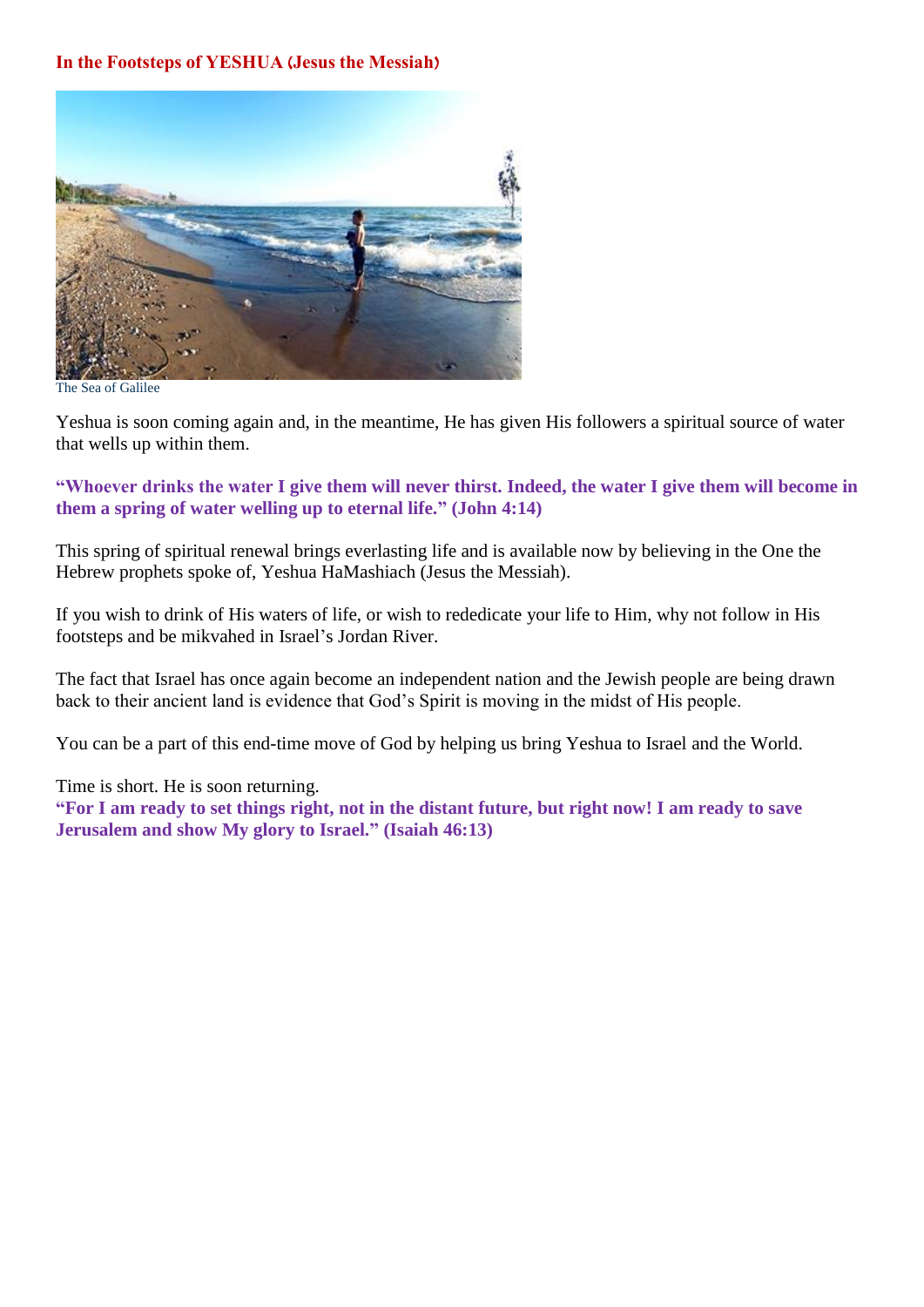**In the Footsteps of YESHUA (Jesus the Messiah)**

The Sea of Galilee

Yeshua is soon coming again and, in the meantime, He has given His followers a spiritual source of water that wells up within them.

**“Whoever drinks the water I give them will never thirst. Indeed, the water I give them will become in them a spring of water welling up to eternal life.” (John 4:14)**

This spring of spiritual renewal brings everlasting life and is available now by believing in the One the Hebrew prophets spoke of, Yeshua HaMashiach (Jesus the Messiah).

If you wish to drink of His waters of life, or wish to rededicate your life to Him, why not follow in His footsteps and be mikvahed in Israel’s Jordan River.

The fact that Israel has once again become an independent nation and the Jewish people are being drawn back to their ancient land is evidence that God’s Spirit is moving in the midst of His people.

You can be a part of this end-time move of God by helping us bring Yeshua to Israel and the World.

Time is short. He is soon returning.

**“For I am ready to set things right, not in the distant future, but right now! I am ready to save Jerusalem and show My glory to Israel.” (Isaiah 46:13)**